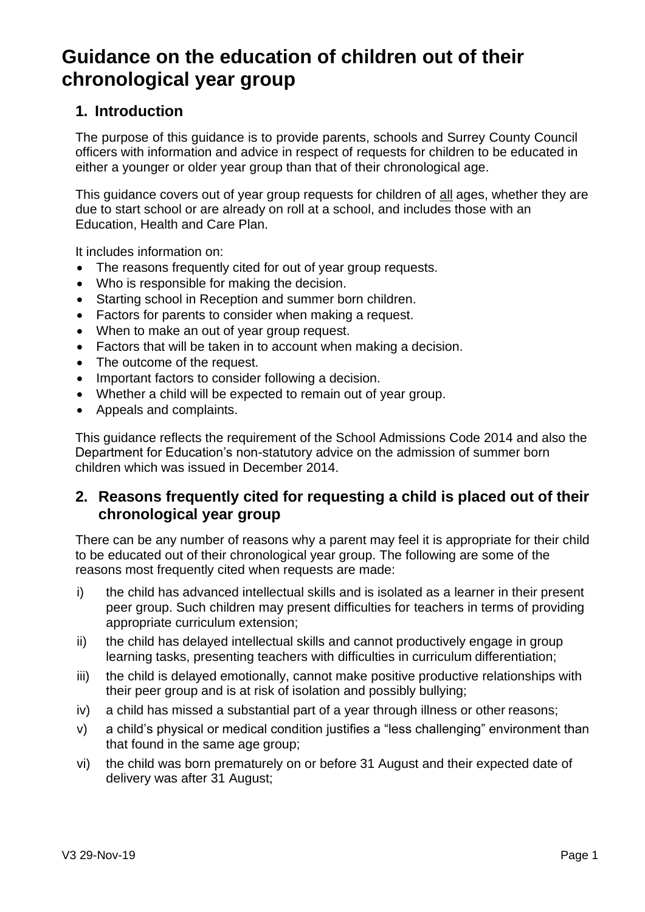# Guidance on the education of children out of their chronological year group

## 1. Introduction

The purpose of this guidance is to provide parents, schools and Surrey County Council officers with information and advice in respect of requests for children to be educated in either a younger or older year group than that of their chronological age.

This guidance covers out of year group requests for children of <u>all</u> ages, whether they are due to start school or are already on roll at a school, and includes those with an Education, Health and Care Plan.

It includes information on:

- The reasons frequently cited for out of year group requests.
- Who is responsible for making the decision.
- Starting school in Reception and summer born children.
- Factors for parents to consider when making a request.
- When to make an out of year group request.
- Factors that will be taken in to account when making a decision.
- The outcome of the request.
- Important factors to consider following a decision.
- Whether a child will be expected to remain out of year group.
- Appeals and complaints.

This guidance reflects the requirement of the School Admissions Code 2014 and also the Department for Education's non-statutory advice on the admission of summer born children which was issued in December 2014.

## 2. Reasons frequently cited for requesting a child is placed out of their chronological year group

There can be any number of reasons why a parent may feel it is appropriate for their child to be educated out of their chronological year group. The following are some of the reasons most frequently cited when requests are made:

i) the child has advanced intellectual skills and is isolated as a learner in their present peer group. Such children may present difficulties for teachers in terms of providing appropriate curriculum extension;

ii) the child has delayed intellectual skills and cannot productively engage in group learning tasks, presenting teachers with difficulties in curriculum differentiation;

iii) the child is delayed emotionally, cannot make positive productive relationships with their peer group and is at risk of isolation and possibly bullying;

iv) a child has missed a substantial part of a year through illness or other reasons;

v) a child's physical or medical condition justifies a "less challenging" environment than that found in the same age group;

vi) the child was born prematurely on or before 31 August and their expected date of delivery was after 31 August;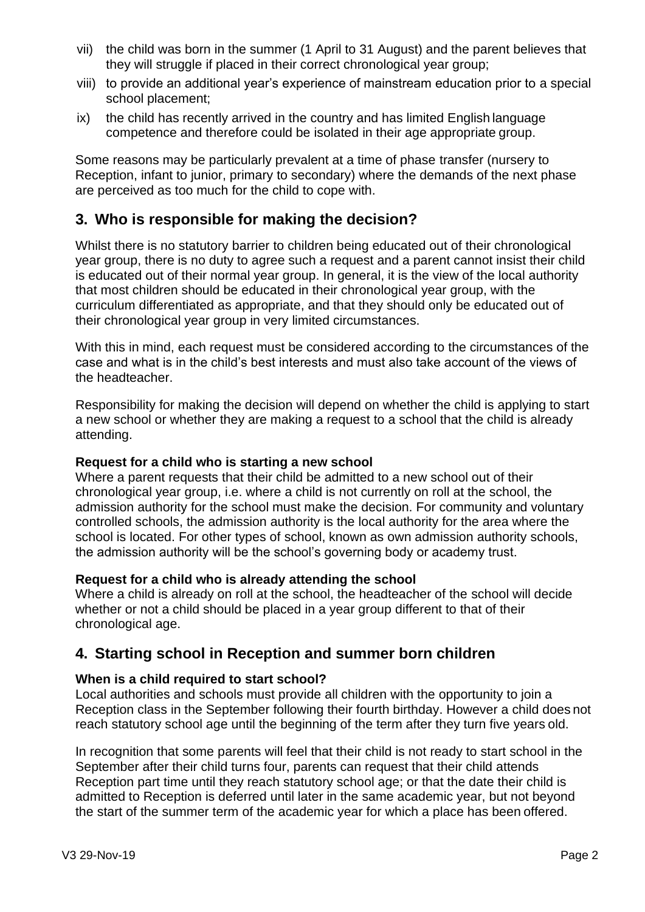vii) the child was born in the summer (1 April to 31 August) and the parent believes that they will struggle if placed in their correct chronological year group;

viii) to provide an additional year's experience of mainstream education prior to a special school placement;

ix) the child has recently arrived in the country and has limited English language competence and therefore could be isolated in their age appropriate group.

Some reasons may be particularly prevalent at a time of phase transfer (nursery to Reception, infant to junior, primary to secondary) where the demands of the next phase are perceived as too much for the child to cope with.

## 3. Who is responsible for making the decision?

Whilst there is no statutory barrier to children being educated out of their chronological year group, there is no duty to agree such a request and a parent cannot insist their child is educated out of their normal year group. In general, it is the view of the local authority that most children should be educated in their chronological year group, with the curriculum differentiated as appropriate, and that they should only be educated out of their chronological year group in very limited circumstances.

With this in mind, each request must be considered according to the circumstances of the case and what is in the child's best interests and must also take account of the views of the headteacher.

Responsibility for making the decision will depend on whether the child is applying to start a new school or whether they are making a request to a school that the child is already attending.

**Request for a child who is starting a new school**
Where a parent requests that their child be admitted to a new school out of their chronological year group, i.e. where a child is not currently on roll at the school, the admission authority for the school must make the decision. For community and voluntary controlled schools, the admission authority is the local authority for the area where the school is located. For other types of school, known as own admission authority schools, the admission authority will be the school's governing body or academy trust.

**Request for a child who is already attending the school**
Where a child is already on roll at the school, the headteacher of the school will decide whether or not a child should be placed in a year group different to that of their chronological age.

## 4. Starting school in Reception and summer born children

**When is a child required to start school?**
Local authorities and schools must provide all children with the opportunity to join a Reception class in the September following their fourth birthday. However a child does not reach statutory school age until the beginning of the term after they turn five years old.

In recognition that some parents will feel that their child is not ready to start school in the September after their child turns four, parents can request that their child attends Reception part time until they reach statutory school age; or that the date their child is admitted to Reception is deferred until later in the same academic year, but not beyond the start of the summer term of the academic year for which a place has been offered.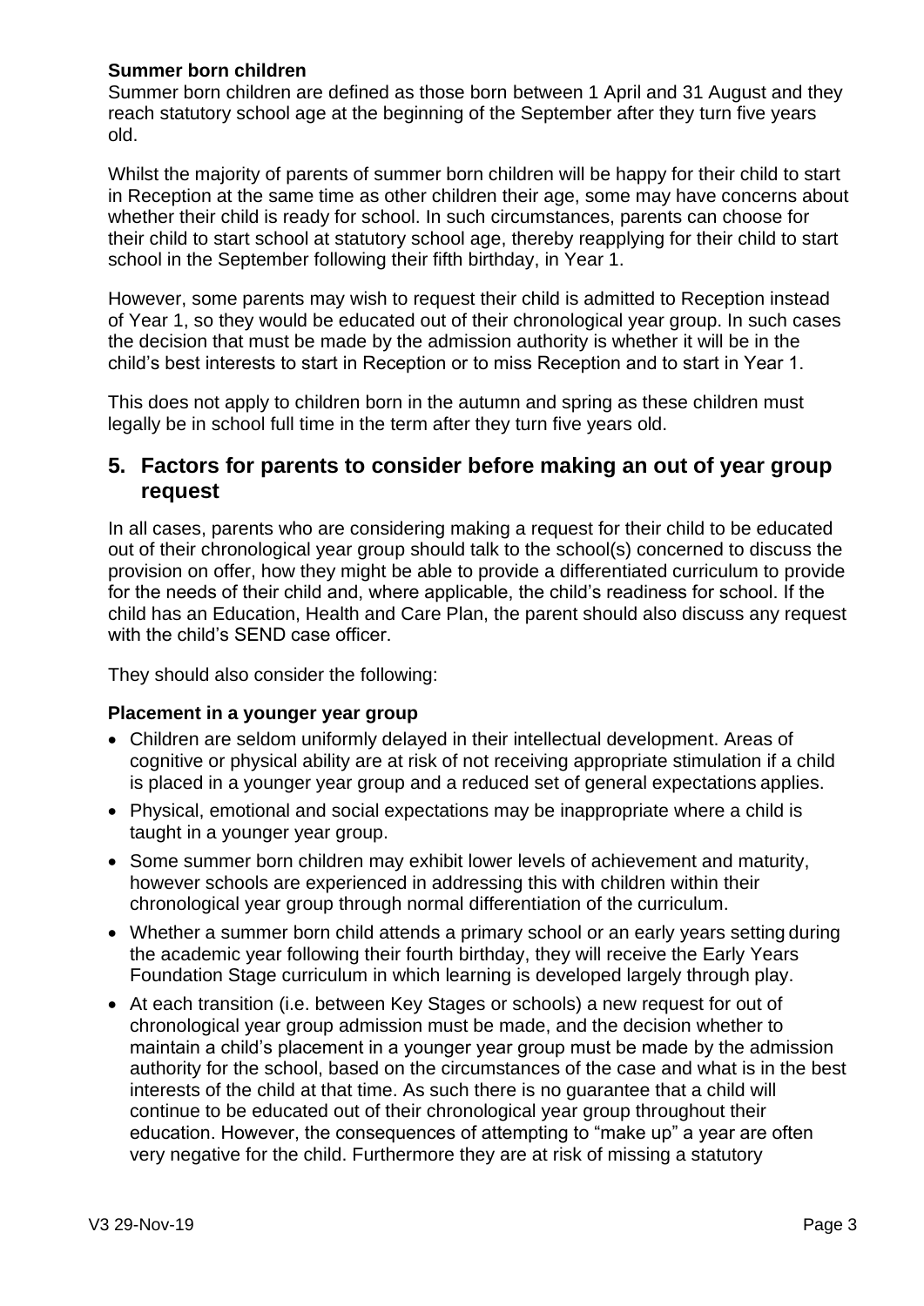**Summer born children**

Summer born children are defined as those born between 1 April and 31 August and they reach statutory school age at the beginning of the September after they turn five years old.

Whilst the majority of parents of summer born children will be happy for their child to start in Reception at the same time as other children their age, some may have concerns about whether their child is ready for school. In such circumstances, parents can choose for their child to start school at statutory school age, thereby reapplying for their child to start school in the September following their fifth birthday, in Year 1.

However, some parents may wish to request their child is admitted to Reception instead of Year 1, so they would be educated out of their chronological year group. In such cases the decision that must be made by the admission authority is whether it will be in the child's best interests to start in Reception or to miss Reception and to start in Year 1.

This does not apply to children born in the autumn and spring as these children must legally be in school full time in the term after they turn five years old.

## 5. Factors for parents to consider before making an out of year group request

In all cases, parents who are considering making a request for their child to be educated out of their chronological year group should talk to the school(s) concerned to discuss the provision on offer, how they might be able to provide a differentiated curriculum to provide for the needs of their child and, where applicable, the child's readiness for school. If the child has an Education, Health and Care Plan, the parent should also discuss any request with the child's SEND case officer.

They should also consider the following:

**Placement in a younger year group**

- Children are seldom uniformly delayed in their intellectual development. Areas of cognitive or physical ability are at risk of not receiving appropriate stimulation if a child is placed in a younger year group and a reduced set of general expectations applies.
- Physical, emotional and social expectations may be inappropriate where a child is taught in a younger year group.
- Some summer born children may exhibit lower levels of achievement and maturity, however schools are experienced in addressing this with children within their chronological year group through normal differentiation of the curriculum.
- Whether a summer born child attends a primary school or an early years setting during the academic year following their fourth birthday, they will receive the Early Years Foundation Stage curriculum in which learning is developed largely through play.
- At each transition (i.e. between Key Stages or schools) a new request for out of chronological year group admission must be made, and the decision whether to maintain a child's placement in a younger year group must be made by the admission authority for the school, based on the circumstances of the case and what is in the best interests of the child at that time. As such there is no guarantee that a child will continue to be educated out of their chronological year group throughout their education. However, the consequences of attempting to "make up" a year are often very negative for the child. Furthermore they are at risk of missing a statutory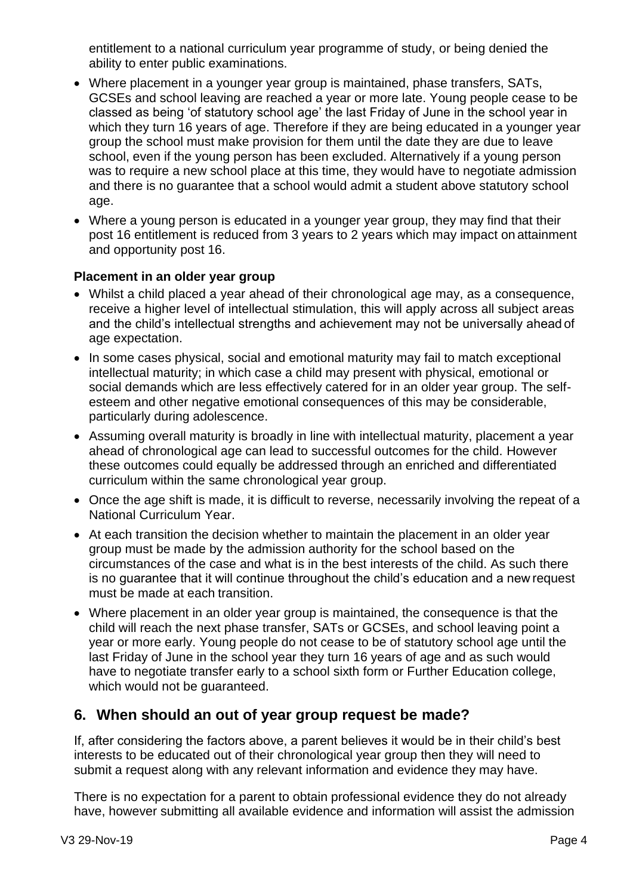entitlement to a national curriculum year programme of study, or being denied the ability to enter public examinations.

- Where placement in a younger year group is maintained, phase transfers, SATs, GCSEs and school leaving are reached a year or more late. Young people cease to be classed as being 'of statutory school age' the last Friday of June in the school year in which they turn 16 years of age. Therefore if they are being educated in a younger year group the school must make provision for them until the date they are due to leave school, even if the young person has been excluded. Alternatively if a young person was to require a new school place at this time, they would have to negotiate admission and there is no guarantee that a school would admit a student above statutory school age.
- Where a young person is educated in a younger year group, they may find that their post 16 entitlement is reduced from 3 years to 2 years which may impact on attainment and opportunity post 16.

**Placement in an older year group**

- Whilst a child placed a year ahead of their chronological age may, as a consequence, receive a higher level of intellectual stimulation, this will apply across all subject areas and the child's intellectual strengths and achievement may not be universally ahead of age expectation.
- In some cases physical, social and emotional maturity may fail to match exceptional intellectual maturity; in which case a child may present with physical, emotional or social demands which are less effectively catered for in an older year group. The self-esteem and other negative emotional consequences of this may be considerable, particularly during adolescence.
- Assuming overall maturity is broadly in line with intellectual maturity, placement a year ahead of chronological age can lead to successful outcomes for the child. However these outcomes could equally be addressed through an enriched and differentiated curriculum within the same chronological year group.
- Once the age shift is made, it is difficult to reverse, necessarily involving the repeat of a National Curriculum Year.
- At each transition the decision whether to maintain the placement in an older year group must be made by the admission authority for the school based on the circumstances of the case and what is in the best interests of the child. As such there is no guarantee that it will continue throughout the child's education and a new request must be made at each transition.
- Where placement in an older year group is maintained, the consequence is that the child will reach the next phase transfer, SATs or GCSEs, and school leaving point a year or more early. Young people do not cease to be of statutory school age until the last Friday of June in the school year they turn 16 years of age and as such would have to negotiate transfer early to a school sixth form or Further Education college, which would not be guaranteed.

## 6. When should an out of year group request be made?

If, after considering the factors above, a parent believes it would be in their child's best interests to be educated out of their chronological year group then they will need to submit a request along with any relevant information and evidence they may have.

There is no expectation for a parent to obtain professional evidence they do not already have, however submitting all available evidence and information will assist the admission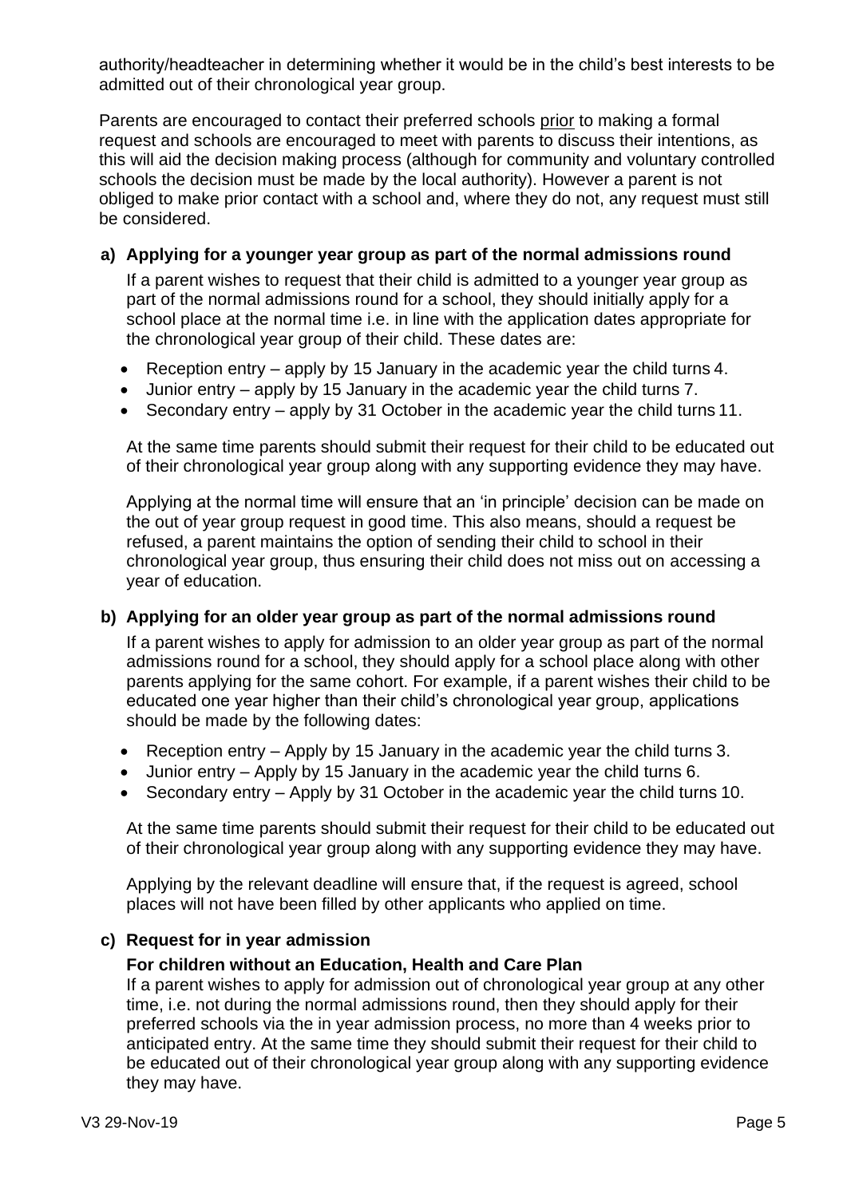authority/headteacher in determining whether it would be in the child's best interests to be admitted out of their chronological year group.

Parents are encouraged to contact their preferred schools prior to making a formal request and schools are encouraged to meet with parents to discuss their intentions, as this will aid the decision making process (although for community and voluntary controlled schools the decision must be made by the local authority). However a parent is not obliged to make prior contact with a school and, where they do not, any request must still be considered.

**a) Applying for a younger year group as part of the normal admissions round**

If a parent wishes to request that their child is admitted to a younger year group as part of the normal admissions round for a school, they should initially apply for a school place at the normal time i.e. in line with the application dates appropriate for the chronological year group of their child. These dates are:

- Reception entry – apply by 15 January in the academic year the child turns 4.
- Junior entry – apply by 15 January in the academic year the child turns 7.
- Secondary entry – apply by 31 October in the academic year the child turns 11.

At the same time parents should submit their request for their child to be educated out of their chronological year group along with any supporting evidence they may have.

Applying at the normal time will ensure that an 'in principle' decision can be made on the out of year group request in good time. This also means, should a request be refused, a parent maintains the option of sending their child to school in their chronological year group, thus ensuring their child does not miss out on accessing a year of education.

**b) Applying for an older year group as part of the normal admissions round**

If a parent wishes to apply for admission to an older year group as part of the normal admissions round for a school, they should apply for a school place along with other parents applying for the same cohort. For example, if a parent wishes their child to be educated one year higher than their child's chronological year group, applications should be made by the following dates:

- Reception entry – Apply by 15 January in the academic year the child turns 3.
- Junior entry – Apply by 15 January in the academic year the child turns 6.
- Secondary entry – Apply by 31 October in the academic year the child turns 10.

At the same time parents should submit their request for their child to be educated out of their chronological year group along with any supporting evidence they may have.

Applying by the relevant deadline will ensure that, if the request is agreed, school places will not have been filled by other applicants who applied on time.

**c) Request for in year admission**

**For children without an Education, Health and Care Plan**

If a parent wishes to apply for admission out of chronological year group at any other time, i.e. not during the normal admissions round, then they should apply for their preferred schools via the in year admission process, no more than 4 weeks prior to anticipated entry. At the same time they should submit their request for their child to be educated out of their chronological year group along with any supporting evidence they may have.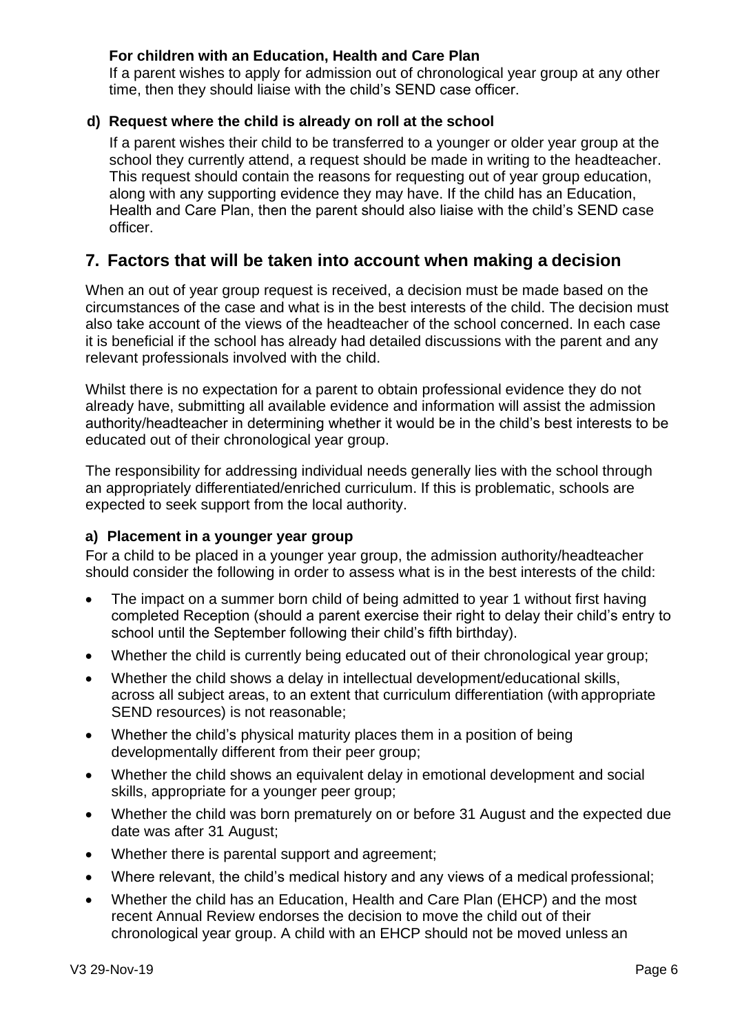**For children with an Education, Health and Care Plan**

If a parent wishes to apply for admission out of chronological year group at any other time, then they should liaise with the child's SEND case officer.

### d) Request where the child is already on roll at the school

If a parent wishes their child to be transferred to a younger or older year group at the school they currently attend, a request should be made in writing to the headteacher. This request should contain the reasons for requesting out of year group education, along with any supporting evidence they may have. If the child has an Education, Health and Care Plan, then the parent should also liaise with the child's SEND case officer.

## 7. Factors that will be taken into account when making a decision

When an out of year group request is received, a decision must be made based on the circumstances of the case and what is in the best interests of the child. The decision must also take account of the views of the headteacher of the school concerned. In each case it is beneficial if the school has already had detailed discussions with the parent and any relevant professionals involved with the child.

Whilst there is no expectation for a parent to obtain professional evidence they do not already have, submitting all available evidence and information will assist the admission authority/headteacher in determining whether it would be in the child's best interests to be educated out of their chronological year group.

The responsibility for addressing individual needs generally lies with the school through an appropriately differentiated/enriched curriculum. If this is problematic, schools are expected to seek support from the local authority.

### a) Placement in a younger year group

For a child to be placed in a younger year group, the admission authority/headteacher should consider the following in order to assess what is in the best interests of the child:

- The impact on a summer born child of being admitted to year 1 without first having completed Reception (should a parent exercise their right to delay their child's entry to school until the September following their child's fifth birthday).
- Whether the child is currently being educated out of their chronological year group;
- Whether the child shows a delay in intellectual development/educational skills, across all subject areas, to an extent that curriculum differentiation (with appropriate SEND resources) is not reasonable;
- Whether the child's physical maturity places them in a position of being developmentally different from their peer group;
- Whether the child shows an equivalent delay in emotional development and social skills, appropriate for a younger peer group;
- Whether the child was born prematurely on or before 31 August and the expected due date was after 31 August;
- Whether there is parental support and agreement;
- Where relevant, the child's medical history and any views of a medical professional;
- Whether the child has an Education, Health and Care Plan (EHCP) and the most recent Annual Review endorses the decision to move the child out of their chronological year group. A child with an EHCP should not be moved unless an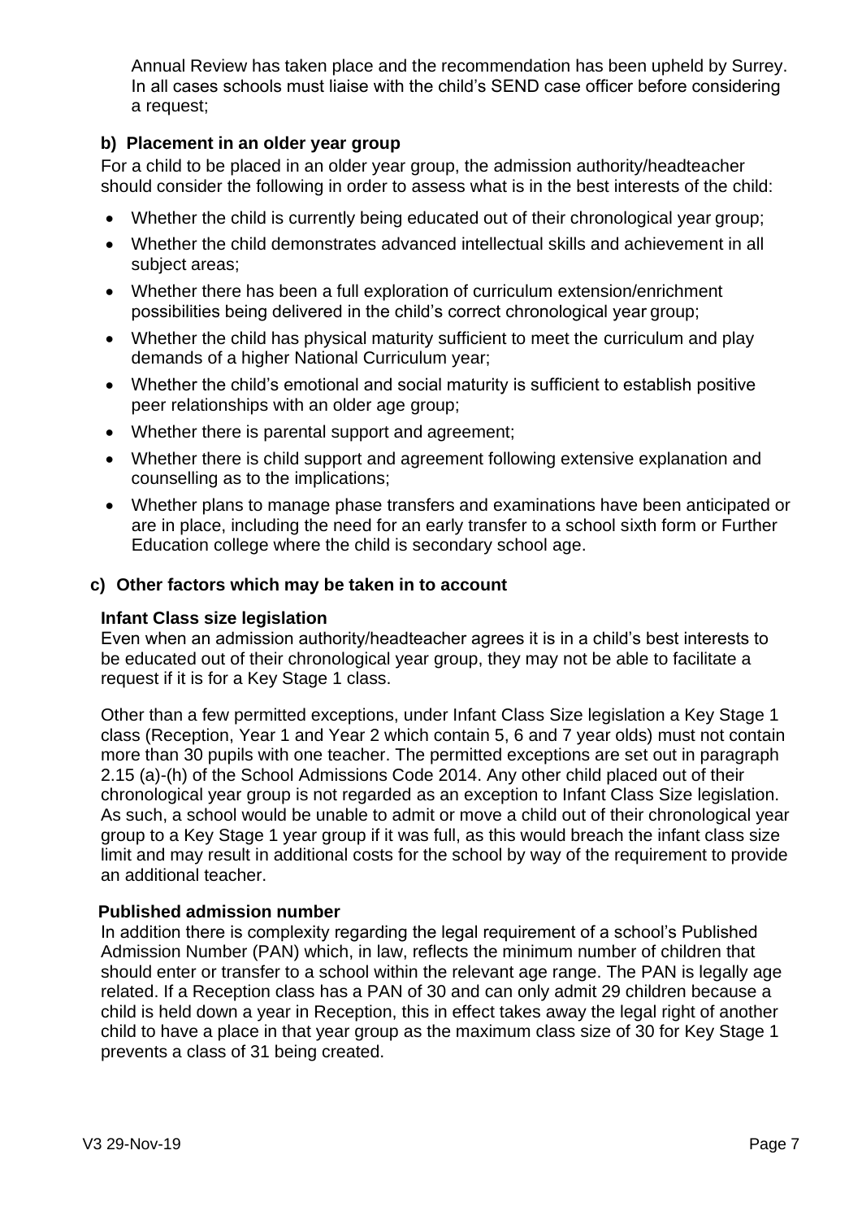Annual Review has taken place and the recommendation has been upheld by Surrey. In all cases schools must liaise with the child's SEND case officer before considering a request;

### b) Placement in an older year group

For a child to be placed in an older year group, the admission authority/headteacher should consider the following in order to assess what is in the best interests of the child:

- Whether the child is currently being educated out of their chronological year group;
- Whether the child demonstrates advanced intellectual skills and achievement in all subject areas;
- Whether there has been a full exploration of curriculum extension/enrichment possibilities being delivered in the child's correct chronological year group;
- Whether the child has physical maturity sufficient to meet the curriculum and play demands of a higher National Curriculum year;
- Whether the child's emotional and social maturity is sufficient to establish positive peer relationships with an older age group;
- Whether there is parental support and agreement;
- Whether there is child support and agreement following extensive explanation and counselling as to the implications;
- Whether plans to manage phase transfers and examinations have been anticipated or are in place, including the need for an early transfer to a school sixth form or Further Education college where the child is secondary school age.

### c) Other factors which may be taken in to account

**Infant Class size legislation**

Even when an admission authority/headteacher agrees it is in a child's best interests to be educated out of their chronological year group, they may not be able to facilitate a request if it is for a Key Stage 1 class.

Other than a few permitted exceptions, under Infant Class Size legislation a Key Stage 1 class (Reception, Year 1 and Year 2 which contain 5, 6 and 7 year olds) must not contain more than 30 pupils with one teacher. The permitted exceptions are set out in paragraph 2.15 (a)-(h) of the School Admissions Code 2014. Any other child placed out of their chronological year group is not regarded as an exception to Infant Class Size legislation. As such, a school would be unable to admit or move a child out of their chronological year group to a Key Stage 1 year group if it was full, as this would breach the infant class size limit and may result in additional costs for the school by way of the requirement to provide an additional teacher.

**Published admission number**

In addition there is complexity regarding the legal requirement of a school's Published Admission Number (PAN) which, in law, reflects the minimum number of children that should enter or transfer to a school within the relevant age range. The PAN is legally age related. If a Reception class has a PAN of 30 and can only admit 29 children because a child is held down a year in Reception, this in effect takes away the legal right of another child to have a place in that year group as the maximum class size of 30 for Key Stage 1 prevents a class of 31 being created.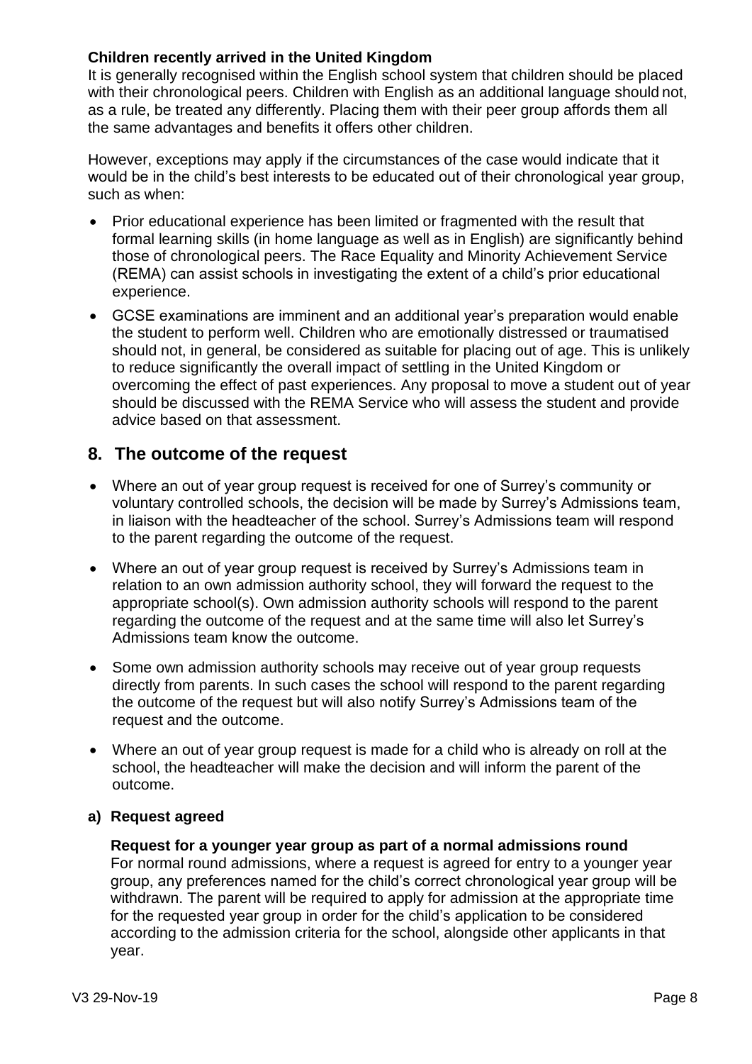**Children recently arrived in the United Kingdom**

It is generally recognised within the English school system that children should be placed with their chronological peers. Children with English as an additional language should not, as a rule, be treated any differently. Placing them with their peer group affords them all the same advantages and benefits it offers other children.

However, exceptions may apply if the circumstances of the case would indicate that it would be in the child's best interests to be educated out of their chronological year group, such as when:

- Prior educational experience has been limited or fragmented with the result that formal learning skills (in home language as well as in English) are significantly behind those of chronological peers. The Race Equality and Minority Achievement Service (REMA) can assist schools in investigating the extent of a child's prior educational experience.
- GCSE examinations are imminent and an additional year's preparation would enable the student to perform well. Children who are emotionally distressed or traumatised should not, in general, be considered as suitable for placing out of age. This is unlikely to reduce significantly the overall impact of settling in the United Kingdom or overcoming the effect of past experiences. Any proposal to move a student out of year should be discussed with the REMA Service who will assess the student and provide advice based on that assessment.

## 8. The outcome of the request

- Where an out of year group request is received for one of Surrey's community or voluntary controlled schools, the decision will be made by Surrey's Admissions team, in liaison with the headteacher of the school. Surrey's Admissions team will respond to the parent regarding the outcome of the request.
- Where an out of year group request is received by Surrey's Admissions team in relation to an own admission authority school, they will forward the request to the appropriate school(s). Own admission authority schools will respond to the parent regarding the outcome of the request and at the same time will also let Surrey's Admissions team know the outcome.
- Some own admission authority schools may receive out of year group requests directly from parents. In such cases the school will respond to the parent regarding the outcome of the request but will also notify Surrey's Admissions team of the request and the outcome.
- Where an out of year group request is made for a child who is already on roll at the school, the headteacher will make the decision and will inform the parent of the outcome.

### a) Request agreed

**Request for a younger year group as part of a normal admissions round**

For normal round admissions, where a request is agreed for entry to a younger year group, any preferences named for the child's correct chronological year group will be withdrawn. The parent will be required to apply for admission at the appropriate time for the requested year group in order for the child's application to be considered according to the admission criteria for the school, alongside other applicants in that year.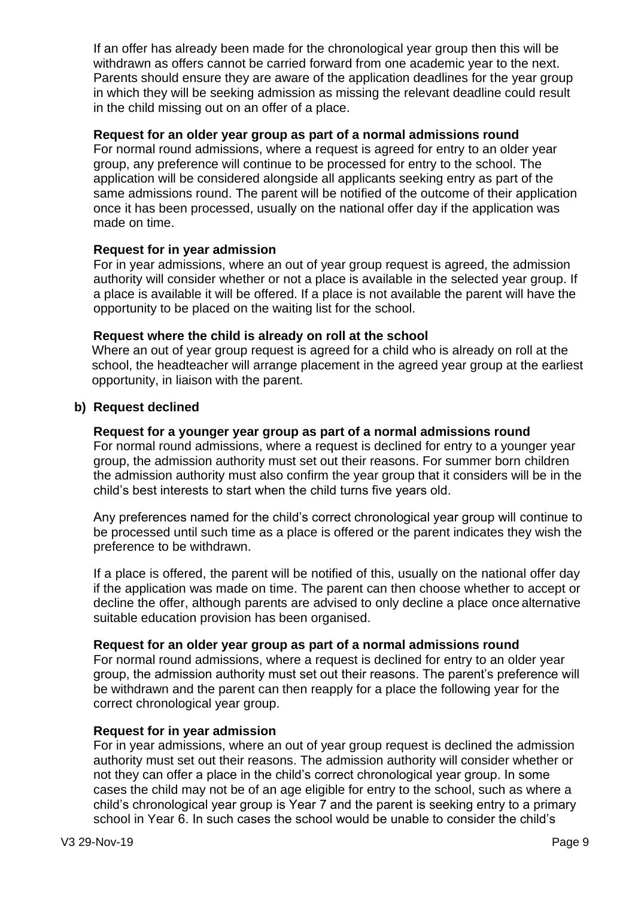If an offer has already been made for the chronological year group then this will be withdrawn as offers cannot be carried forward from one academic year to the next. Parents should ensure they are aware of the application deadlines for the year group in which they will be seeking admission as missing the relevant deadline could result in the child missing out on an offer of a place.

**Request for an older year group as part of a normal admissions round**

For normal round admissions, where a request is agreed for entry to an older year group, any preference will continue to be processed for entry to the school. The application will be considered alongside all applicants seeking entry as part of the same admissions round. The parent will be notified of the outcome of their application once it has been processed, usually on the national offer day if the application was made on time.

**Request for in year admission**

For in year admissions, where an out of year group request is agreed, the admission authority will consider whether or not a place is available in the selected year group. If a place is available it will be offered. If a place is not available the parent will have the opportunity to be placed on the waiting list for the school.

**Request where the child is already on roll at the school**

Where an out of year group request is agreed for a child who is already on roll at the school, the headteacher will arrange placement in the agreed year group at the earliest opportunity, in liaison with the parent.

**b) Request declined**

**Request for a younger year group as part of a normal admissions round**

For normal round admissions, where a request is declined for entry to a younger year group, the admission authority must set out their reasons. For summer born children the admission authority must also confirm the year group that it considers will be in the child's best interests to start when the child turns five years old.

Any preferences named for the child's correct chronological year group will continue to be processed until such time as a place is offered or the parent indicates they wish the preference to be withdrawn.

If a place is offered, the parent will be notified of this, usually on the national offer day if the application was made on time. The parent can then choose whether to accept or decline the offer, although parents are advised to only decline a place once alternative suitable education provision has been organised.

**Request for an older year group as part of a normal admissions round**

For normal round admissions, where a request is declined for entry to an older year group, the admission authority must set out their reasons. The parent's preference will be withdrawn and the parent can then reapply for a place the following year for the correct chronological year group.

**Request for in year admission**

For in year admissions, where an out of year group request is declined the admission authority must set out their reasons. The admission authority will consider whether or not they can offer a place in the child's correct chronological year group. In some cases the child may not be of an age eligible for entry to the school, such as where a child's chronological year group is Year 7 and the parent is seeking entry to a primary school in Year 6. In such cases the school would be unable to consider the child's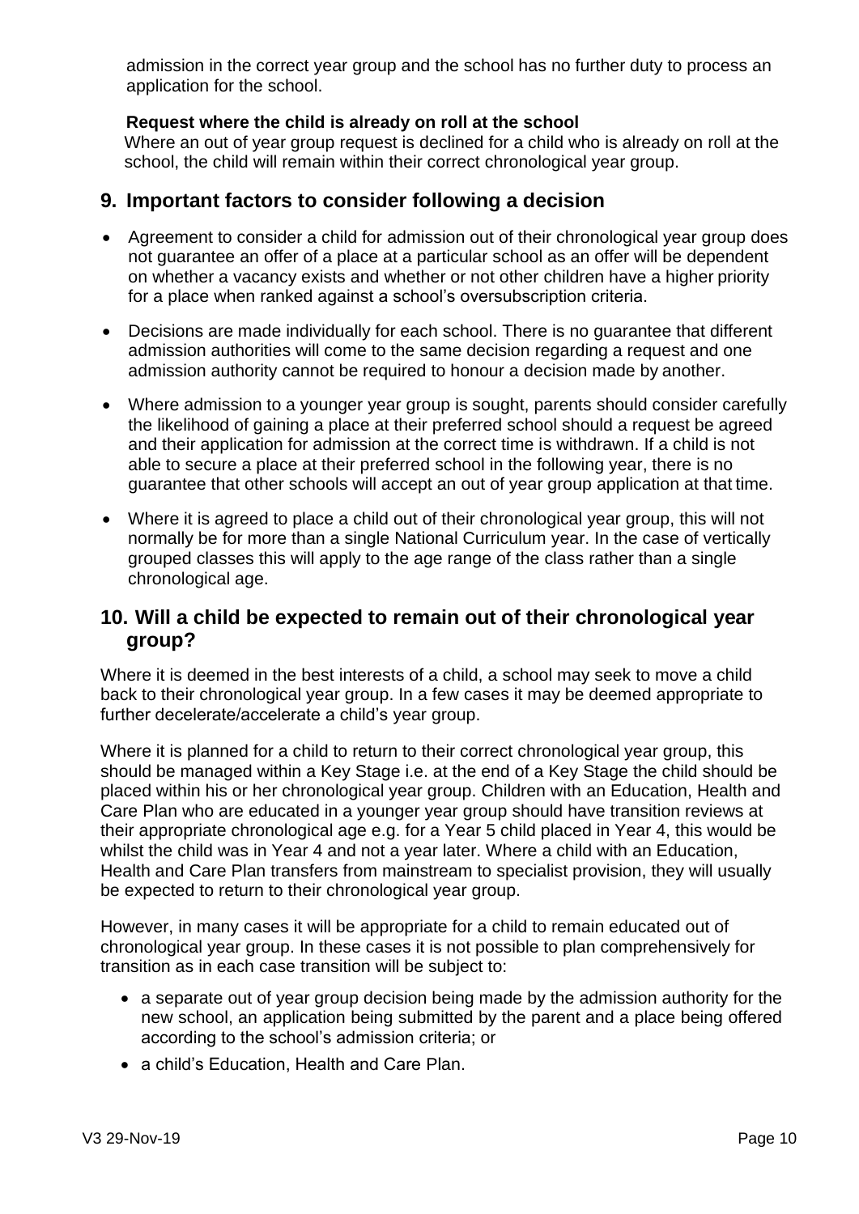admission in the correct year group and the school has no further duty to process an application for the school.

**Request where the child is already on roll at the school**

Where an out of year group request is declined for a child who is already on roll at the school, the child will remain within their correct chronological year group.

## 9. Important factors to consider following a decision

- Agreement to consider a child for admission out of their chronological year group does not guarantee an offer of a place at a particular school as an offer will be dependent on whether a vacancy exists and whether or not other children have a higher priority for a place when ranked against a school's oversubscription criteria.
- Decisions are made individually for each school. There is no guarantee that different admission authorities will come to the same decision regarding a request and one admission authority cannot be required to honour a decision made by another.
- Where admission to a younger year group is sought, parents should consider carefully the likelihood of gaining a place at their preferred school should a request be agreed and their application for admission at the correct time is withdrawn. If a child is not able to secure a place at their preferred school in the following year, there is no guarantee that other schools will accept an out of year group application at that time.
- Where it is agreed to place a child out of their chronological year group, this will not normally be for more than a single National Curriculum year. In the case of vertically grouped classes this will apply to the age range of the class rather than a single chronological age.

## 10. Will a child be expected to remain out of their chronological year group?

Where it is deemed in the best interests of a child, a school may seek to move a child back to their chronological year group. In a few cases it may be deemed appropriate to further decelerate/accelerate a child's year group.

Where it is planned for a child to return to their correct chronological year group, this should be managed within a Key Stage i.e. at the end of a Key Stage the child should be placed within his or her chronological year group. Children with an Education, Health and Care Plan who are educated in a younger year group should have transition reviews at their appropriate chronological age e.g. for a Year 5 child placed in Year 4, this would be whilst the child was in Year 4 and not a year later. Where a child with an Education, Health and Care Plan transfers from mainstream to specialist provision, they will usually be expected to return to their chronological year group.

However, in many cases it will be appropriate for a child to remain educated out of chronological year group. In these cases it is not possible to plan comprehensively for transition as in each case transition will be subject to:

- a separate out of year group decision being made by the admission authority for the new school, an application being submitted by the parent and a place being offered according to the school's admission criteria; or
- a child's Education, Health and Care Plan.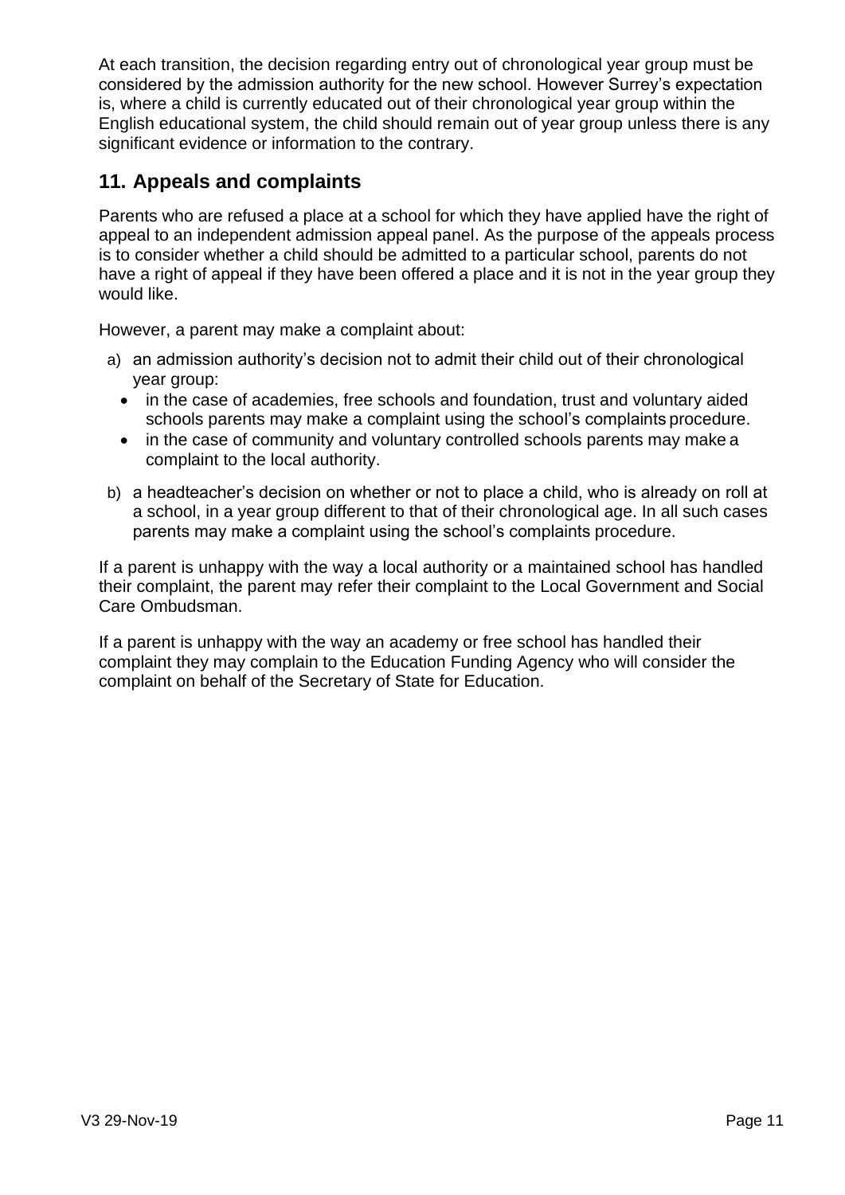At each transition, the decision regarding entry out of chronological year group must be considered by the admission authority for the new school. However Surrey's expectation is, where a child is currently educated out of their chronological year group within the English educational system, the child should remain out of year group unless there is any significant evidence or information to the contrary.

## 11. Appeals and complaints

Parents who are refused a place at a school for which they have applied have the right of appeal to an independent admission appeal panel. As the purpose of the appeals process is to consider whether a child should be admitted to a particular school, parents do not have a right of appeal if they have been offered a place and it is not in the year group they would like.

However, a parent may make a complaint about:

a) an admission authority's decision not to admit their child out of their chronological year group:
   - in the case of academies, free schools and foundation, trust and voluntary aided schools parents may make a complaint using the school's complaints procedure.
   - in the case of community and voluntary controlled schools parents may make a complaint to the local authority.

b) a headteacher's decision on whether or not to place a child, who is already on roll at a school, in a year group different to that of their chronological age. In all such cases parents may make a complaint using the school's complaints procedure.

If a parent is unhappy with the way a local authority or a maintained school has handled their complaint, the parent may refer their complaint to the Local Government and Social Care Ombudsman.

If a parent is unhappy with the way an academy or free school has handled their complaint they may complain to the Education Funding Agency who will consider the complaint on behalf of the Secretary of State for Education.